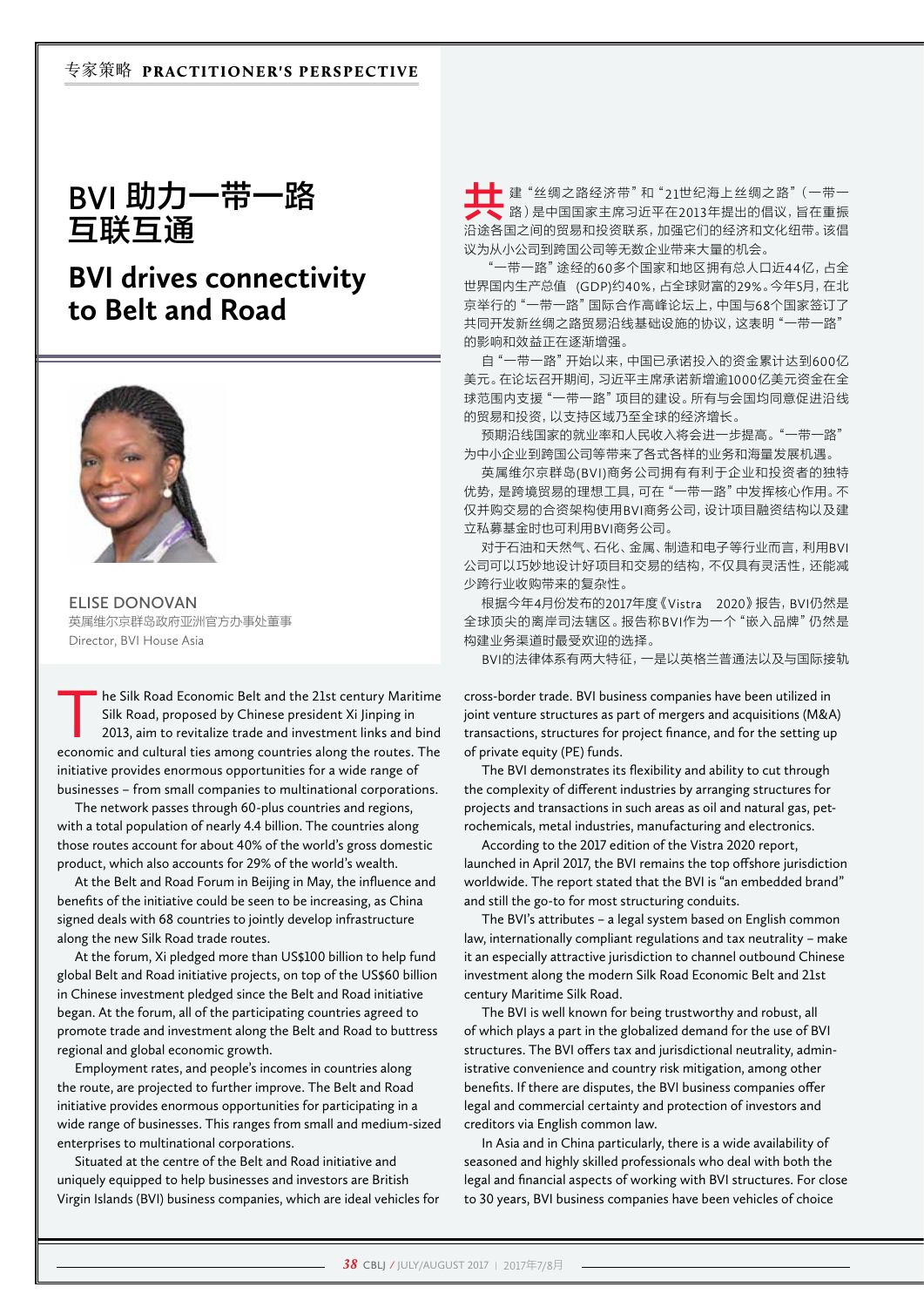# BVI 助力一带一路互联互通

# BVI drives connectivity to Belt and Road

**ELISE DONOVAN**
英属维尔京群岛政府亚洲官方办事处董事
Director, BVI House Asia

共建"丝绸之路经济带"和"21世纪海上丝绸之路"（一带一路）是中国国家主席习近平在2013年提出的倡议，旨在重振沿途各国之间的贸易和投资联系，加强它们的经济和文化纽带。该倡议为从小公司到跨国公司等无数企业带来大量的机会。

"一带一路"途经的60多个国家和地区拥有总人口近44亿，占全世界国内生产总值（GDP)约40%，占全球财富的29%。今年5月，在北京举行的"一带一路"国际合作高峰论坛上，中国与68个国家签订了共同开发新丝绸之路贸易沿线基础设施的协议，这表明"一带一路"的影响和效益正在逐渐增强。

自"一带一路"开始以来，中国已承诺投入的资金累计达到600亿美元。在论坛召开期间，习近平主席承诺新增逾1000亿美元资金在全球范围内支援"一带一路"项目的建设。所有与会国均同意促进沿线的贸易和投资，以支持区域乃至全球的经济增长。

预期沿线国家的就业率和人民收入将会进一步提高。"一带一路"为中小企业到跨国公司等带来了各式各样的业务和海量发展机遇。

英属维尔京群岛(BVI)商务公司拥有有利于企业和投资者的独特优势，是跨境贸易的理想工具，可在"一带一路"中发挥核心作用。不仅并购交易的合资架构使用BVI商务公司，设计项目融资结构以及建立私募基金时也可利用BVI商务公司。

对于石油和天然气、石化、金属、制造和电子等行业而言，利用BVI公司可以巧妙地设计好项目和交易的结构，不仅具有灵活性，还能减少跨行业收购带来的复杂性。

根据今年4月份发布的2017年度《Vistra 2020》报告，BVI仍然是全球顶尖的离岸司法辖区。报告称BVI作为一个"嵌入品牌"仍然是构建业务渠道时最受欢迎的选择。

BVI的法律体系有两大特征，一是以英格兰普通法以及与国际接轨

The Silk Road Economic Belt and the 21st century Maritime Silk Road, proposed by Chinese president Xi Jinping in 2013, aim to revitalize trade and investment links and bind economic and cultural ties among countries along the routes. The initiative provides enormous opportunities for a wide range of businesses – from small companies to multinational corporations.

The network passes through 60-plus countries and regions, with a total population of nearly 4.4 billion. The countries along those routes account for about 40% of the world's gross domestic product, which also accounts for 29% of the world's wealth.

At the Belt and Road Forum in Beijing in May, the influence and benefits of the initiative could be seen to be increasing, as China signed deals with 68 countries to jointly develop infrastructure along the new Silk Road trade routes.

At the forum, Xi pledged more than US$100 billion to help fund global Belt and Road initiative projects, on top of the US$60 billion in Chinese investment pledged since the Belt and Road initiative began. At the forum, all of the participating countries agreed to promote trade and investment along the Belt and Road to buttress regional and global economic growth.

Employment rates, and people's incomes in countries along the route, are projected to further improve. The Belt and Road initiative provides enormous opportunities for participating in a wide range of businesses. This ranges from small and medium-sized enterprises to multinational corporations.

Situated at the centre of the Belt and Road initiative and uniquely equipped to help businesses and investors are British Virgin Islands (BVI) business companies, which are ideal vehicles for cross-border trade. BVI business companies have been utilized in joint venture structures as part of mergers and acquisitions (M&A) transactions, structures for project finance, and for the setting up of private equity (PE) funds.

The BVI demonstrates its flexibility and ability to cut through the complexity of different industries by arranging structures for projects and transactions in such areas as oil and natural gas, petrochemicals, metal industries, manufacturing and electronics.

According to the 2017 edition of the Vistra 2020 report, launched in April 2017, the BVI remains the top offshore jurisdiction worldwide. The report stated that the BVI is "an embedded brand" and still the go-to for most structuring conduits.

The BVI's attributes – a legal system based on English common law, internationally compliant regulations and tax neutrality – make it an especially attractive jurisdiction to channel outbound Chinese investment along the modern Silk Road Economic Belt and 21st century Maritime Silk Road.

The BVI is well known for being trustworthy and robust, all of which plays a part in the globalized demand for the use of BVI structures. The BVI offers tax and jurisdictional neutrality, administrative convenience and country risk mitigation, among other benefits. If there are disputes, the BVI business companies offer legal and commercial certainty and protection of investors and creditors via English common law.

In Asia and in China particularly, there is a wide availability of seasoned and highly skilled professionals who deal with both the legal and financial aspects of working with BVI structures. For close to 30 years, BVI business companies have been vehicles of choice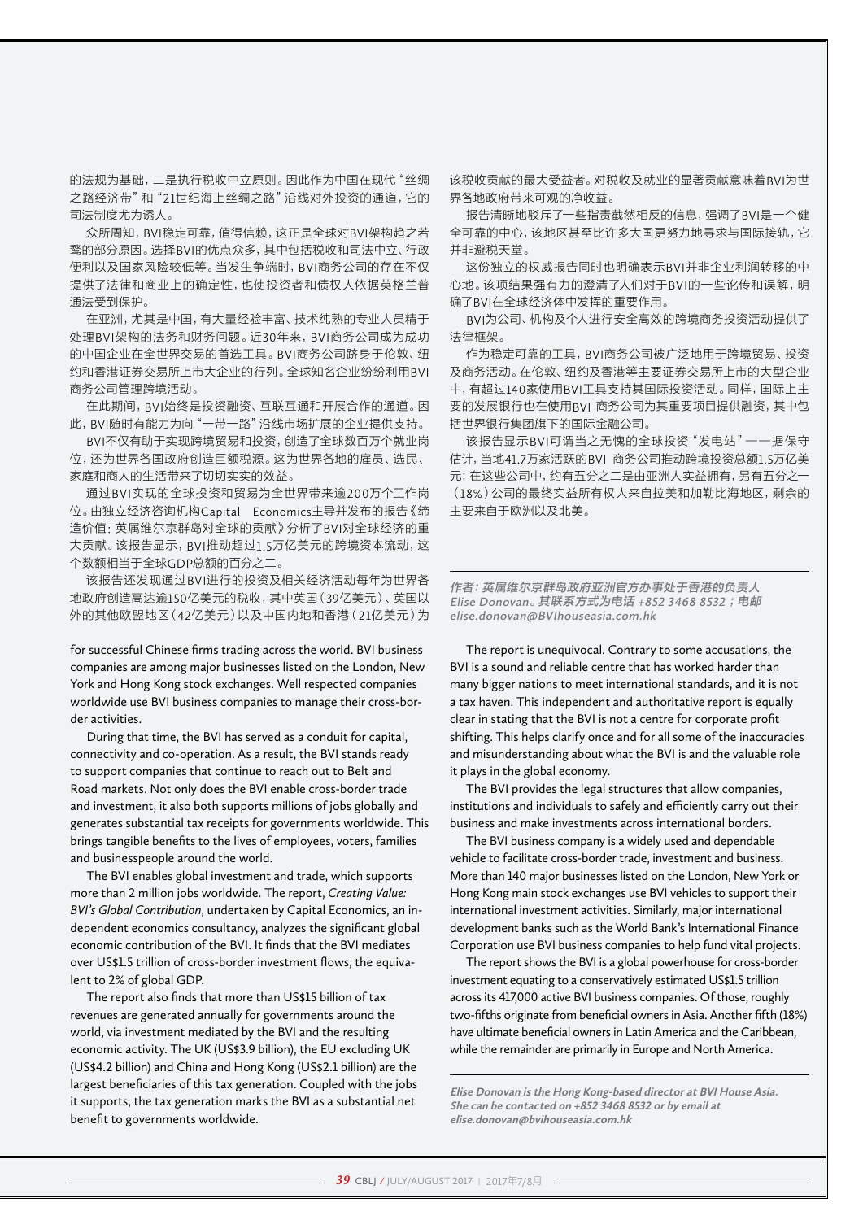的法规为基础，二是执行税收中立原则。因此作为中国在现代"丝绸之路经济带"和"21世纪海上丝绸之路"沿线对外投资的通道，它的司法制度尤为诱人。

众所周知，BVI稳定可靠，值得信赖，这正是全球对BVI架构趋之若鹜的部分原因。选择BVI的优点众多，其中包括税收和司法中立、行政便利以及国家风险较低等。当发生争端时，BVI商务公司的存在不仅提供了法律和商业上的确定性，也使投资者和债权人依据英格兰普通法受到保护。

在亚洲，尤其是中国，有大量经验丰富、技术纯熟的专业人员精于处理BVI架构的法务和财务问题。近30年来，BVI商务公司成为成功的中国企业在全世界交易的首选工具。BVI商务公司跻身于伦敦、纽约和香港证券交易所上市大企业的行列。全球知名企业纷纷利用BVI商务公司管理跨境活动。

在此期间，BVI始终是投资融资、互联互通和开展合作的通道。因此，BVI随时有能力为向"一带一路"沿线市场扩展的企业提供支持。

BVI不仅有助于实现跨境贸易和投资，创造了全球数百万个就业岗位，还为世界各国政府创造巨额税源。这为世界各地的雇员、选民、家庭和商人的生活带来了切切实实的效益。

通过BVI实现的全球投资和贸易为全世界带来逾200万个工作岗位。由独立经济咨询机构Capital Economics主导并发布的报告《缔造价值：英属维尔京群岛对全球的贡献》分析了BVI对全球经济的重大贡献。该报告显示，BVI推动超过1.5万亿美元的跨境资本流动，这个数额相当于全球GDP总额的百分之二。

该报告还发现通过BVI进行的投资及相关经济活动每年为世界各地政府创造高达逾150亿美元的税收，其中英国（39亿美元）、英国以外的其他欧盟地区（42亿美元）以及中国内地和香港（21亿美元）为该税收贡献的最大受益者。对税收及就业的显著贡献意味着BVI为世界各地政府带来可观的净收益。

报告清晰地驳斥了一些指责截然相反的信息，强调了BVI是一个健全可靠的中心，该地区甚至比许多大国更努力地寻求与国际接轨，它并非避税天堂。

这份独立的权威报告同时也明确表示BVI并非企业利润转移的中心地。该项结果强有力的澄清了人们对于BVI的一些讹传和误解，明确了BVI在全球经济体中发挥的重要作用。

BVI为公司、机构及个人进行安全高效的跨境商务投资活动提供了法律框架。

作为稳定可靠的工具，BVI商务公司被广泛地用于跨境贸易、投资及商务活动。在伦敦、纽约及香港等主要证券交易所上市的大型企业中，有超过140家使用BVI工具支持其国际投资活动。同样，国际上主要的发展银行也在使用BVI 商务公司为其重要项目提供融资，其中包括世界银行集团旗下的国际金融公司。

该报告显示BVI可谓当之无愧的全球投资"发电站"——据保守估计，当地41.7万家活跃的BVI 商务公司推动跨境投资总额1.5万亿美元；在这些公司中，约有五分之二是由亚洲人实益拥有，另有五分之一（18%）公司的最终实益所有权人来自拉美和加勒比海地区，剩余的主要来自于欧洲以及北美。

***作者：英属维尔京群岛政府亚洲官方办事处于香港的负责人 Elise Donovan。其联系方式为电话 +852 3468 8532；电邮 elise.donovan@BVIhouseasia.com.hk***

for successful Chinese firms trading across the world. BVI business companies are among major businesses listed on the London, New York and Hong Kong stock exchanges. Well respected companies worldwide use BVI business companies to manage their cross-border activities.

During that time, the BVI has served as a conduit for capital, connectivity and co-operation. As a result, the BVI stands ready to support companies that continue to reach out to Belt and Road markets. Not only does the BVI enable cross-border trade and investment, it also both supports millions of jobs globally and generates substantial tax receipts for governments worldwide. This brings tangible benefits to the lives of employees, voters, families and businesspeople around the world.

The BVI enables global investment and trade, which supports more than 2 million jobs worldwide. The report, *Creating Value: BVI's Global Contribution*, undertaken by Capital Economics, an independent economics consultancy, analyzes the significant global economic contribution of the BVI. It finds that the BVI mediates over US$1.5 trillion of cross-border investment flows, the equivalent to 2% of global GDP.

The report also finds that more than US$15 billion of tax revenues are generated annually for governments around the world, via investment mediated by the BVI and the resulting economic activity. The UK (US$3.9 billion), the EU excluding UK (US$4.2 billion) and China and Hong Kong (US$2.1 billion) are the largest beneficiaries of this tax generation. Coupled with the jobs it supports, the tax generation marks the BVI as a substantial net benefit to governments worldwide.

The report is unequivocal. Contrary to some accusations, the BVI is a sound and reliable centre that has worked harder than many bigger nations to meet international standards, and it is not a tax haven. This independent and authoritative report is equally clear in stating that the BVI is not a centre for corporate profit shifting. This helps clarify once and for all some of the inaccuracies and misunderstanding about what the BVI is and the valuable role it plays in the global economy.

The BVI provides the legal structures that allow companies, institutions and individuals to safely and efficiently carry out their business and make investments across international borders.

The BVI business company is a widely used and dependable vehicle to facilitate cross-border trade, investment and business. More than 140 major businesses listed on the London, New York or Hong Kong main stock exchanges use BVI vehicles to support their international investment activities. Similarly, major international development banks such as the World Bank's International Finance Corporation use BVI business companies to help fund vital projects.

The report shows the BVI is a global powerhouse for cross-border investment equating to a conservatively estimated US$1.5 trillion across its 417,000 active BVI business companies. Of those, roughly two-fifths originate from beneficial owners in Asia. Another fifth (18%) have ultimate beneficial owners in Latin America and the Caribbean, while the remainder are primarily in Europe and North America.

***Elise Donovan is the Hong Kong-based director at BVI House Asia. She can be contacted on +852 3468 8532 or by email at elise.donovan@bvihouseasia.com.hk***